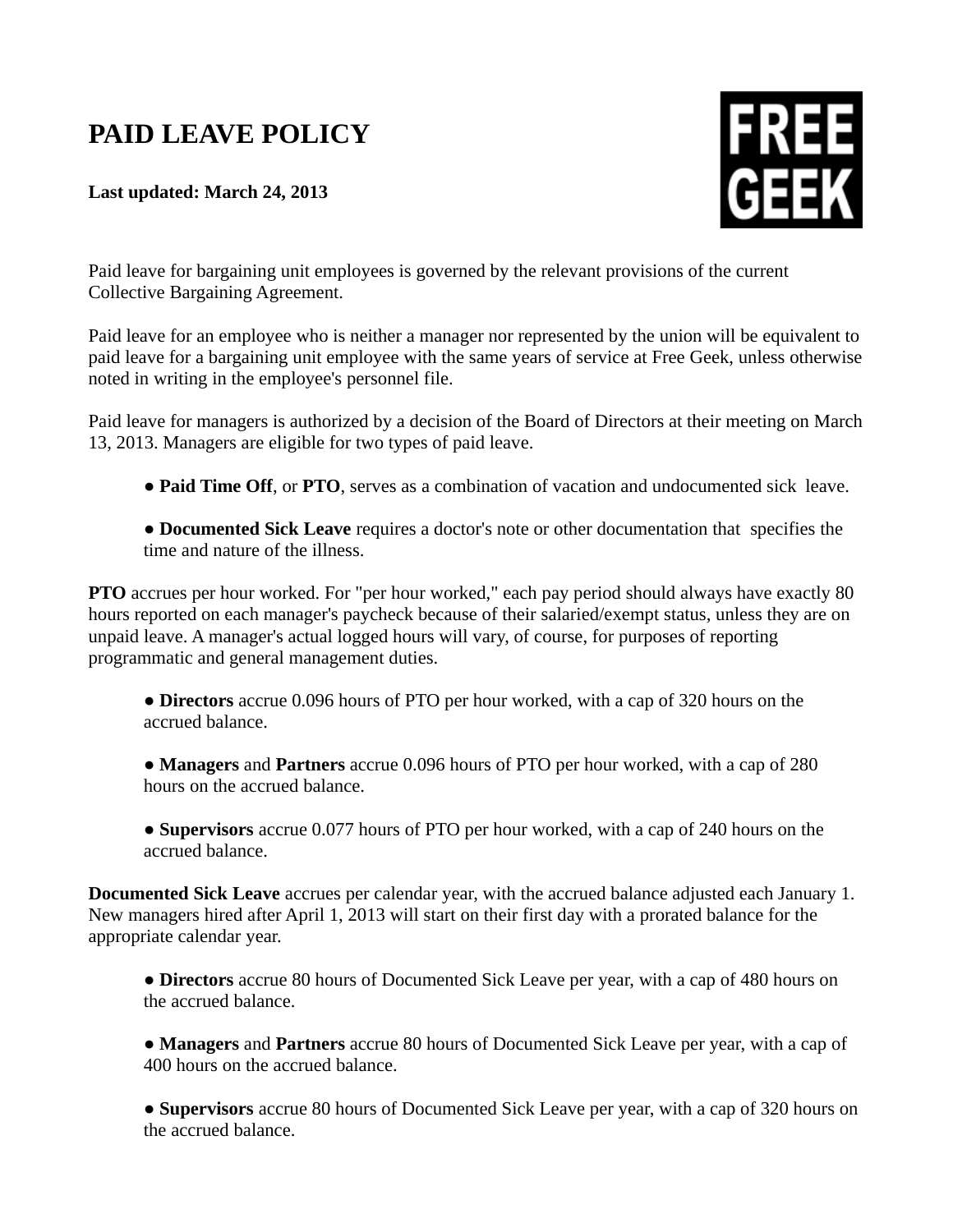# PAID LEAVE POLICY

**Last updated: March 24, 2013**

Paid leave for bargaining unit employees is governed by the relevant provisions of the current Collective Bargaining Agreement.

Paid leave for an employee who is neither a manager nor represented by the union will be equivalent to paid leave for a bargaining unit employee with the same years of service at Free Geek, unless otherwise noted in writing in the employee's personnel file.

Paid leave for managers is authorized by a decision of the Board of Directors at their meeting on March 13, 2013. Managers are eligible for two types of paid leave.

- **Paid Time Off**, or **PTO**, serves as a combination of vacation and undocumented sick leave.
- **Documented Sick Leave** requires a doctor's note or other documentation that specifies the time and nature of the illness.

**PTO** accrues per hour worked. For "per hour worked," each pay period should always have exactly 80 hours reported on each manager's paycheck because of their salaried/exempt status, unless they are on unpaid leave. A manager's actual logged hours will vary, of course, for purposes of reporting programmatic and general management duties.

- **Directors** accrue 0.096 hours of PTO per hour worked, with a cap of 320 hours on the accrued balance.
- **Managers** and **Partners** accrue 0.096 hours of PTO per hour worked, with a cap of 280 hours on the accrued balance.
- **Supervisors** accrue 0.077 hours of PTO per hour worked, with a cap of 240 hours on the accrued balance.

**Documented Sick Leave** accrues per calendar year, with the accrued balance adjusted each January 1. New managers hired after April 1, 2013 will start on their first day with a prorated balance for the appropriate calendar year.

- **Directors** accrue 80 hours of Documented Sick Leave per year, with a cap of 480 hours on the accrued balance.
- **Managers** and **Partners** accrue 80 hours of Documented Sick Leave per year, with a cap of 400 hours on the accrued balance.
- **Supervisors** accrue 80 hours of Documented Sick Leave per year, with a cap of 320 hours on the accrued balance.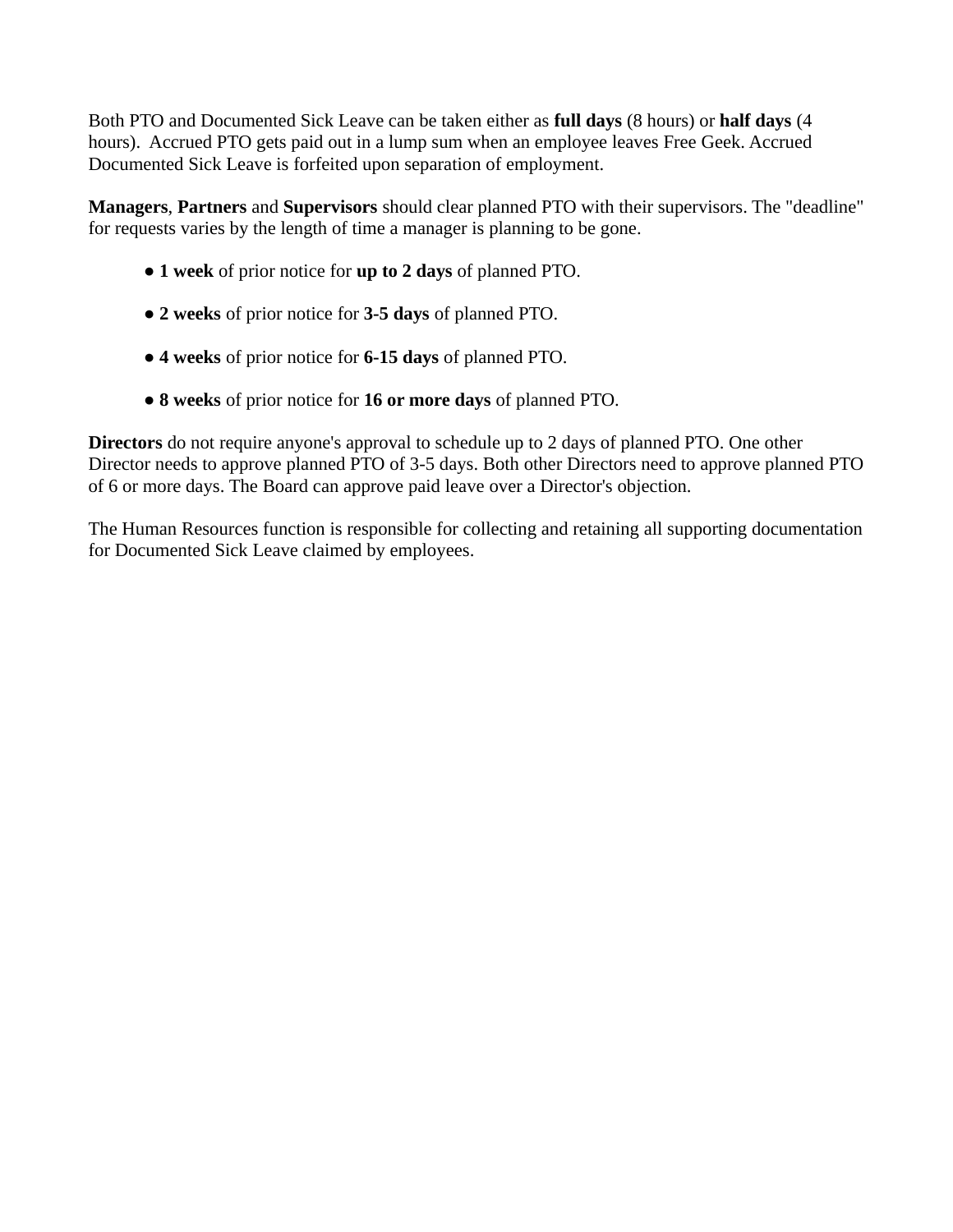Both PTO and Documented Sick Leave can be taken either as **full days** (8 hours) or **half days** (4 hours). Accrued PTO gets paid out in a lump sum when an employee leaves Free Geek. Accrued Documented Sick Leave is forfeited upon separation of employment.

**Managers**, **Partners** and **Supervisors** should clear planned PTO with their supervisors. The "deadline" for requests varies by the length of time a manager is planning to be gone.

- **1 week** of prior notice for **up to 2 days** of planned PTO.
- **2 weeks** of prior notice for **3-5 days** of planned PTO.
- **4 weeks** of prior notice for **6-15 days** of planned PTO.
- **8 weeks** of prior notice for **16 or more days** of planned PTO.

**Directors** do not require anyone's approval to schedule up to 2 days of planned PTO. One other Director needs to approve planned PTO of 3-5 days. Both other Directors need to approve planned PTO of 6 or more days. The Board can approve paid leave over a Director's objection.

The Human Resources function is responsible for collecting and retaining all supporting documentation for Documented Sick Leave claimed by employees.